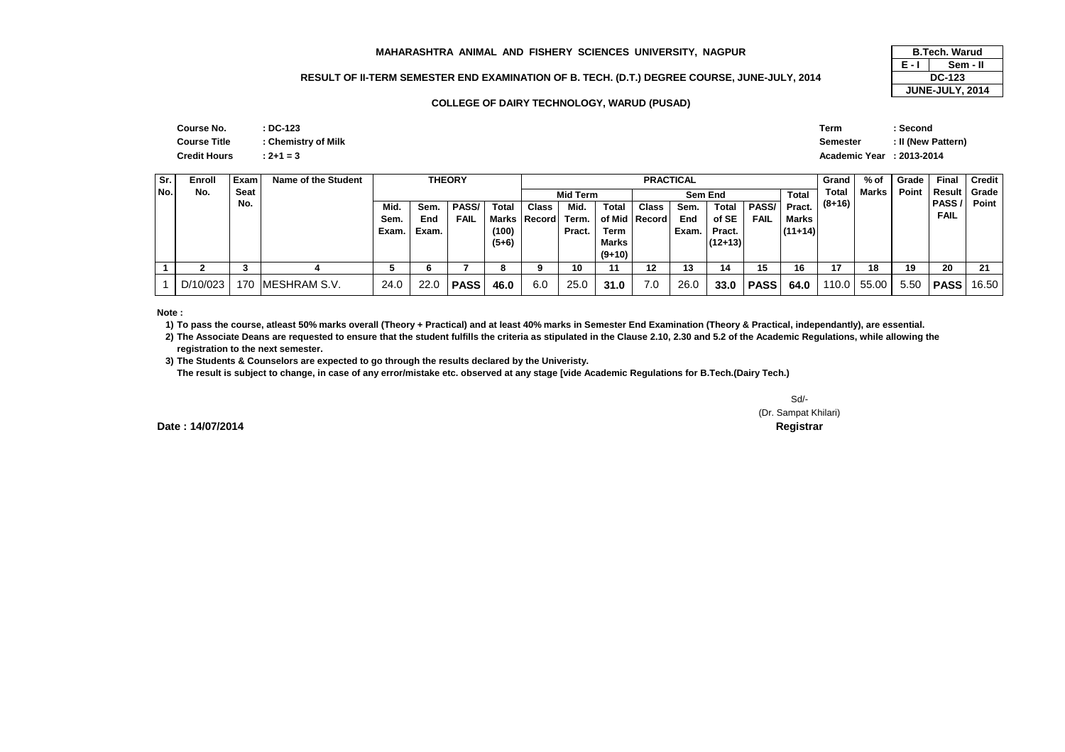**MAHARASHTRA ANIMAL AND FISHERY SCIENCES UNIVERSITY, NAGPUR**

**RESULT OF II-TERM SEMESTER END EXAMINATION OF B. TECH. (D.T.) DEGREE COURSE, JUNE-JULY, 2014**

**COLLEGE OF DAIRY TECHNOLOGY, WARUD (PUSAD)**

| B.Tech. Warud | |
|---|---|
| E - I | Sem - II |
| DC-123 | |
| JUNE-JULY, 2014 | |

**Course No.** : DC-123
**Course Title** : Chemistry of Milk
**Credit Hours** : 2+1 = 3

**Term** : Second
**Semester** : II (New Pattern)
**Academic Year** : 2013-2014

| Sr. No. | Enroll No. | Exam Seat No. | Name of the Student | THEORY | | | | PRACTICAL | | | | | | | | Grand Total (8+16) | % of Marks | Grade Point | Final Result PASS / FAIL | Credit Grade Point |
|---|---|---|---|---|---|---|---|---|---|---|---|---|---|---|---|---|---|---|---|---|
| | | | | | | | | Mid Term | | | Sem End | | | | Total Pract. Marks (11+14) | | | | | |
| | | | | Mid. Sem. Exam. | Sem. End Exam. | PASS/ FAIL | Total Marks (100) (5+6) | Class Record | Mid. Term. Pract. | Total of Mid Term Marks (9+10) | Class Record | Sem. End Exam. | Total of SE Pract. (12+13) | PASS/ FAIL | | | | | | |
| 1 | 2 | 3 | 4 | 5 | 6 | 7 | 8 | 9 | 10 | 11 | 12 | 13 | 14 | 15 | 16 | 17 | 18 | 19 | 20 | 21 |
| 1 | D/10/023 | 170 | MESHRAM S.V. | 24.0 | 22.0 | **PASS** | **46.0** | 6.0 | 25.0 | **31.0** | 7.0 | 26.0 | **33.0** | **PASS** | **64.0** | 110.0 | 55.00 | 5.50 | **PASS** | 16.50 |

**Note :**

1) To pass the course, atleast 50% marks overall (Theory + Practical) and at least 40% marks in Semester End Examination (Theory & Practical, independantly), are essential.
2) The Associate Deans are requested to ensure that the student fulfills the criteria as stipulated in the Clause 2.10, 2.30 and 5.2 of the Academic Regulations, while allowing the registration to the next semester.
3) The Students & Counselors are expected to go through the results declared by the Univeristy.
The result is subject to change, in case of any error/mistake etc. observed at any stage [vide Academic Regulations for B.Tech.(Dairy Tech.)

Sd/-
(Dr. Sampat Khilari)
**Registrar**

**Date : 14/07/2014**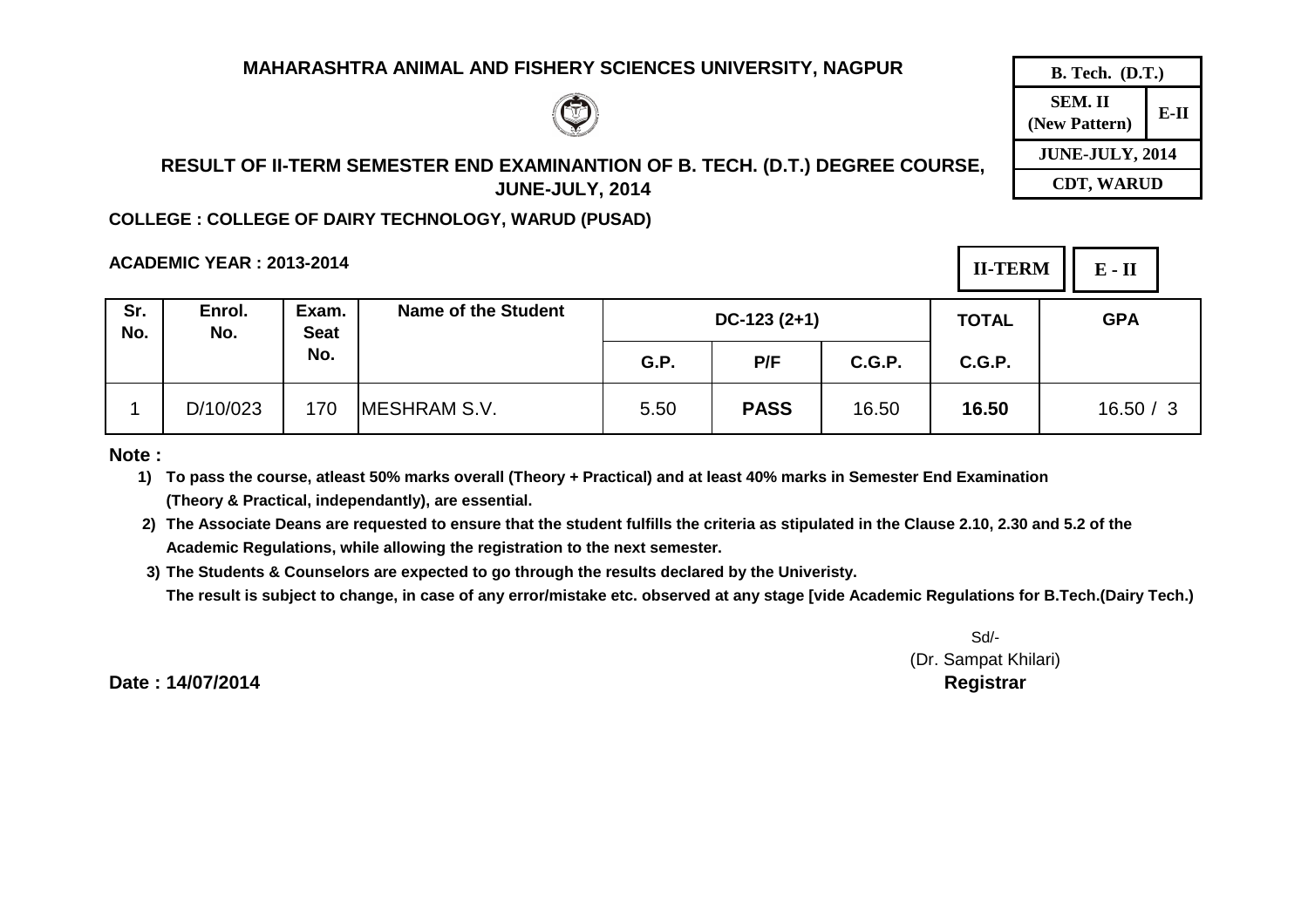**MAHARASHTRA ANIMAL AND FISHERY SCIENCES UNIVERSITY, NAGPUR**

| B. Tech. (D.T.) | |
|---|---|
| SEM. II (New Pattern) | E-II |
| JUNE-JULY, 2014 | |
| CDT, WARUD | |

## RESULT OF II-TERM SEMESTER END EXAMINANTION OF B. TECH. (D.T.) DEGREE COURSE, JUNE-JULY, 2014

**COLLEGE : COLLEGE OF DAIRY TECHNOLOGY, WARUD (PUSAD)**

**ACADEMIC YEAR : 2013-2014**

**II-TERM** **E - II**

| Sr. No. | Enrol. No. | Exam. Seat No. | Name of the Student | DC-123 (2+1) | | | TOTAL | GPA |
|---|---|---|---|---|---|---|---|---|
| | | | | G.P. | P/F | C.G.P. | C.G.P. | |
| 1 | D/10/023 | 170 | MESHRAM S.V. | 5.50 | **PASS** | 16.50 | **16.50** | 16.50 / 3 |

**Note :**

1) **To pass the course, atleast 50% marks overall (Theory + Practical) and at least 40% marks in Semester End Examination (Theory & Practical, independantly), are essential.**
2) **The Associate Deans are requested to ensure that the student fulfills the criteria as stipulated in the Clause 2.10, 2.30 and 5.2 of the Academic Regulations, while allowing the registration to the next semester.**
3) **The Students & Counselors are expected to go through the results declared by the Univeristy.**
**The result is subject to change, in case of any error/mistake etc. observed at any stage [vide Academic Regulations for B.Tech.(Dairy Tech.)**

Sd/-
(Dr. Sampat Khilari)
**Registrar**

**Date : 14/07/2014**